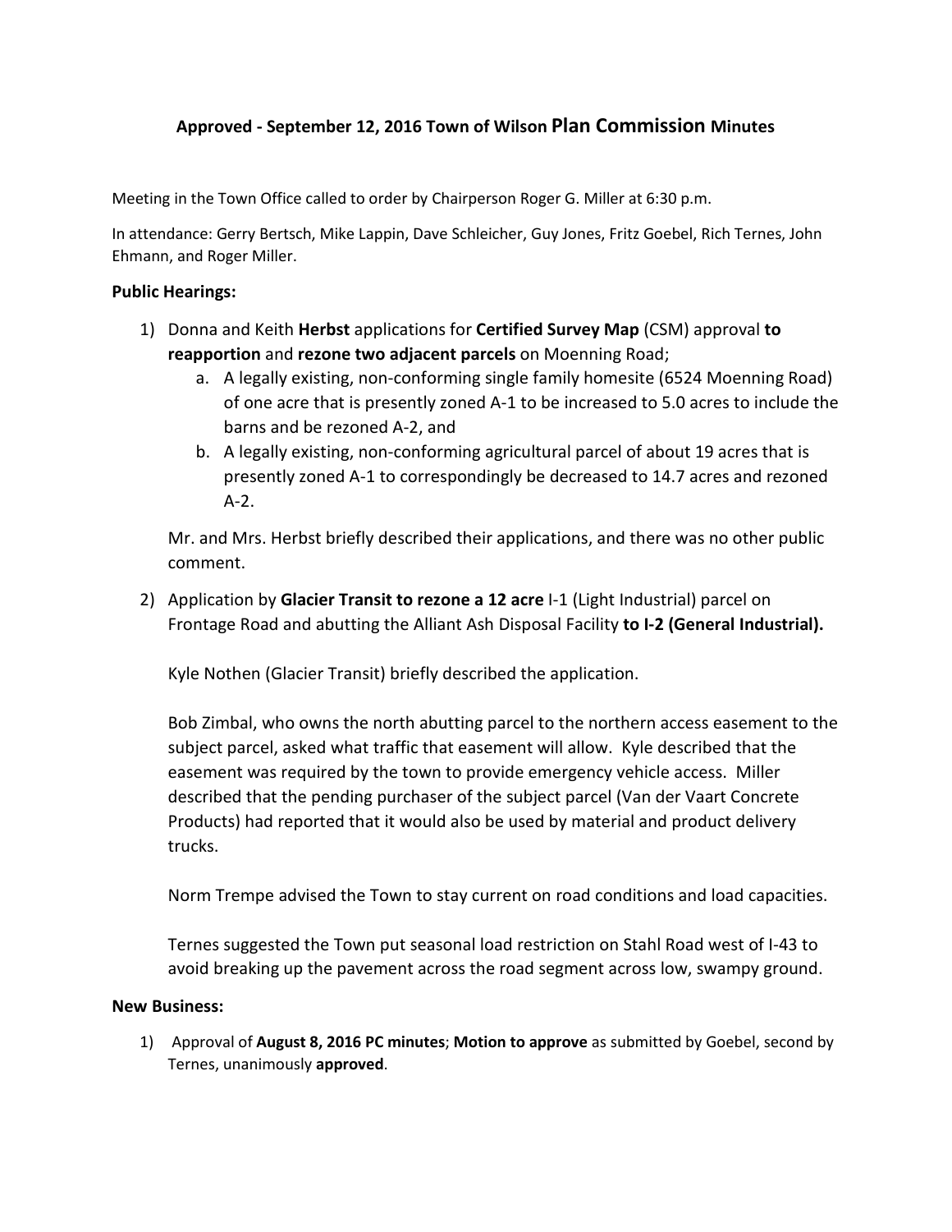# **Approved - September 12, 2016 Town of Wilson Plan Commission Minutes**

Meeting in the Town Office called to order by Chairperson Roger G. Miller at 6:30 p.m.

In attendance: Gerry Bertsch, Mike Lappin, Dave Schleicher, Guy Jones, Fritz Goebel, Rich Ternes, John Ehmann, and Roger Miller.

**Public Hearings:**

1) Donna and Keith **Herbst** applications for **Certified Survey Map** (CSM) approval **to reapportion** and **rezone two adjacent parcels** on Moenning Road;
   a. A legally existing, non-conforming single family homesite (6524 Moenning Road) of one acre that is presently zoned A-1 to be increased to 5.0 acres to include the barns and be rezoned A-2, and
   b. A legally existing, non-conforming agricultural parcel of about 19 acres that is presently zoned A-1 to correspondingly be decreased to 14.7 acres and rezoned A-2.

   Mr. and Mrs. Herbst briefly described their applications, and there was no other public comment.

2) Application by **Glacier Transit to rezone a 12 acre** I-1 (Light Industrial) parcel on Frontage Road and abutting the Alliant Ash Disposal Facility **to I-2 (General Industrial).**

   Kyle Nothen (Glacier Transit) briefly described the application.

   Bob Zimbal, who owns the north abutting parcel to the northern access easement to the subject parcel, asked what traffic that easement will allow. Kyle described that the easement was required by the town to provide emergency vehicle access. Miller described that the pending purchaser of the subject parcel (Van der Vaart Concrete Products) had reported that it would also be used by material and product delivery trucks.

   Norm Trempe advised the Town to stay current on road conditions and load capacities.

   Ternes suggested the Town put seasonal load restriction on Stahl Road west of I-43 to avoid breaking up the pavement across the road segment across low, swampy ground.

**New Business:**

1) Approval of **August 8, 2016 PC minutes**; **Motion to approve** as submitted by Goebel, second by Ternes, unanimously **approved**.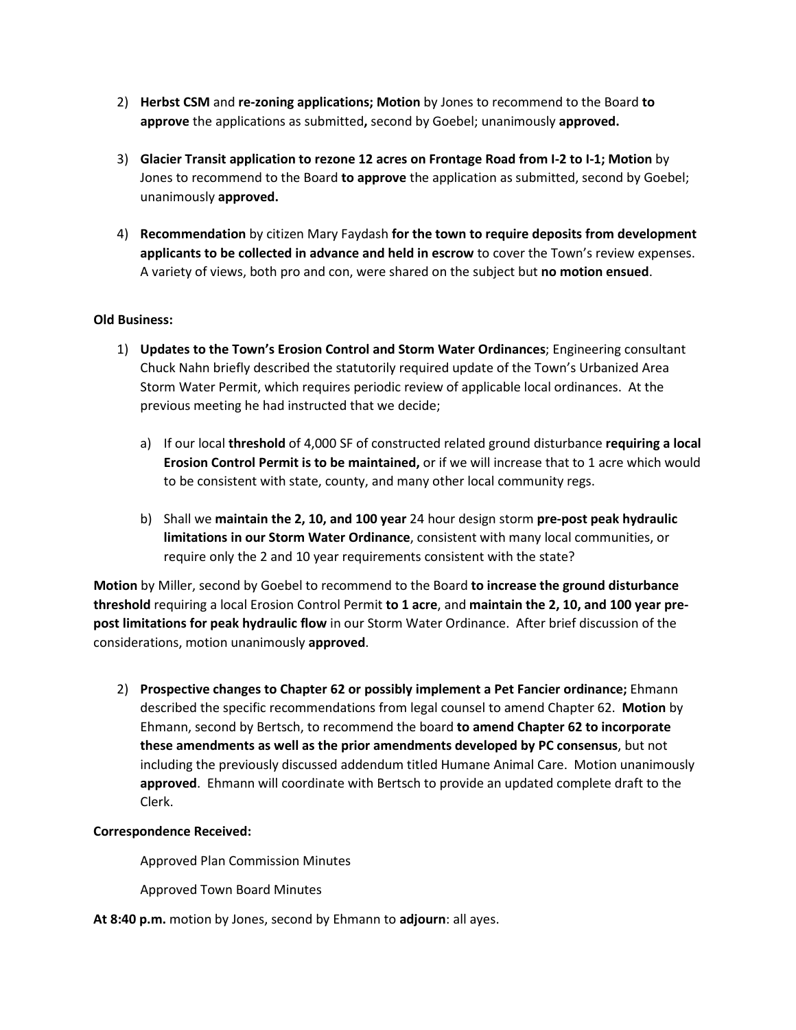2) **Herbst CSM** and **re-zoning applications; Motion** by Jones to recommend to the Board **to approve** the applications as submitted**,** second by Goebel; unanimously **approved.**

3) **Glacier Transit application to rezone 12 acres on Frontage Road from I-2 to I-1; Motion** by Jones to recommend to the Board **to approve** the application as submitted, second by Goebel; unanimously **approved.**

4) **Recommendation** by citizen Mary Faydash **for the town to require deposits from development applicants to be collected in advance and held in escrow** to cover the Town's review expenses. A variety of views, both pro and con, were shared on the subject but **no motion ensued**.

**Old Business:**

1) **Updates to the Town's Erosion Control and Storm Water Ordinances**; Engineering consultant Chuck Nahn briefly described the statutorily required update of the Town's Urbanized Area Storm Water Permit, which requires periodic review of applicable local ordinances. At the previous meeting he had instructed that we decide;

   a) If our local **threshold** of 4,000 SF of constructed related ground disturbance **requiring a local Erosion Control Permit is to be maintained,** or if we will increase that to 1 acre which would to be consistent with state, county, and many other local community regs.

   b) Shall we **maintain the 2, 10, and 100 year** 24 hour design storm **pre-post peak hydraulic limitations in our Storm Water Ordinance**, consistent with many local communities, or require only the 2 and 10 year requirements consistent with the state?

**Motion** by Miller, second by Goebel to recommend to the Board **to increase the ground disturbance threshold** requiring a local Erosion Control Permit **to 1 acre**, and **maintain the 2, 10, and 100 year pre-post limitations for peak hydraulic flow** in our Storm Water Ordinance. After brief discussion of the considerations, motion unanimously **approved**.

2) **Prospective changes to Chapter 62 or possibly implement a Pet Fancier ordinance;** Ehmann described the specific recommendations from legal counsel to amend Chapter 62. **Motion** by Ehmann, second by Bertsch, to recommend the board **to amend Chapter 62 to incorporate these amendments as well as the prior amendments developed by PC consensus**, but not including the previously discussed addendum titled Humane Animal Care. Motion unanimously **approved**. Ehmann will coordinate with Bertsch to provide an updated complete draft to the Clerk.

**Correspondence Received:**

Approved Plan Commission Minutes

Approved Town Board Minutes

**At 8:40 p.m.** motion by Jones, second by Ehmann to **adjourn**: all ayes.